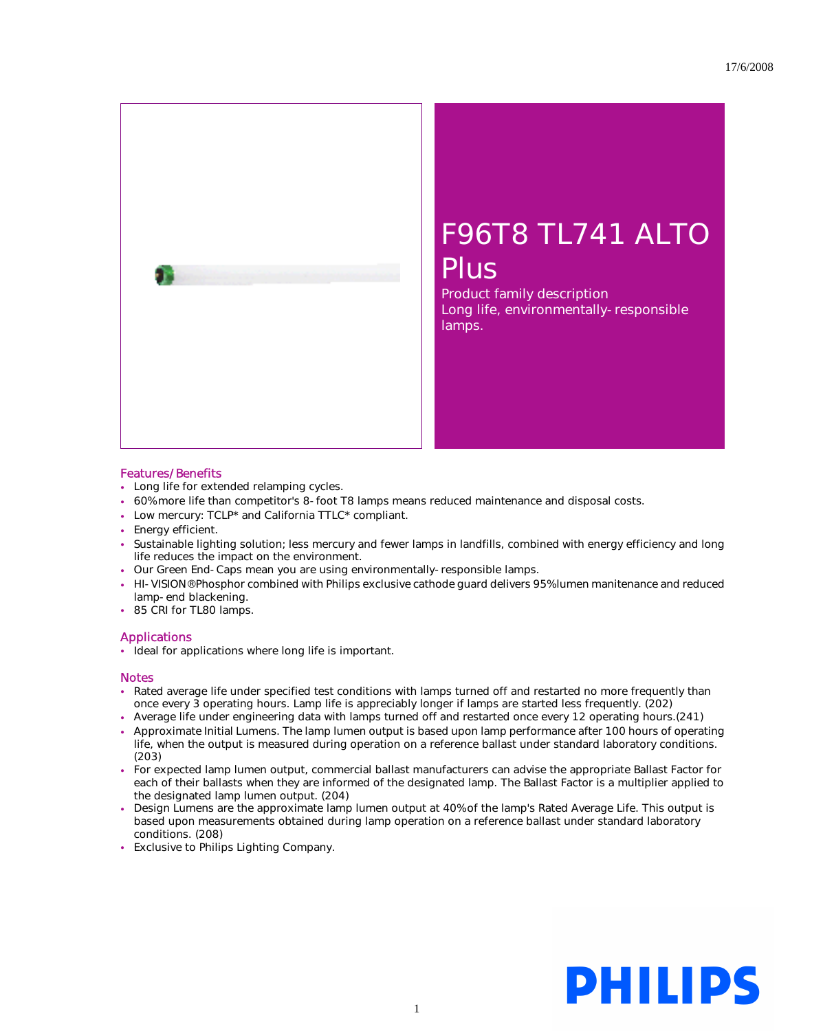17/6/2008

# F96T8 TL741 ALTO Plus

Product family description
Long life, environmentally-responsible lamps.

## Features/Benefits

- Long life for extended relamping cycles.
- 60% more life than competitor's 8-foot T8 lamps means reduced maintenance and disposal costs.
- Low mercury: TCLP* and California TTLC* compliant.
- Energy efficient.
- Sustainable lighting solution; less mercury and fewer lamps in landfills, combined with energy efficiency and long life reduces the impact on the environment.
- Our Green End-Caps mean you are using environmentally-responsible lamps.
- HI-VISION® Phosphor combined with Philips exclusive cathode guard delivers 95% lumen manitenance and reduced lamp-end blackening.
- 85 CRI for TL80 lamps.

## Applications

- Ideal for applications where long life is important.

## Notes

- Rated average life under specified test conditions with lamps turned off and restarted no more frequently than once every 3 operating hours. Lamp life is appreciably longer if lamps are started less frequently. (202)
- Average life under engineering data with lamps turned off and restarted once every 12 operating hours.(241)
- Approximate Initial Lumens. The lamp lumen output is based upon lamp performance after 100 hours of operating life, when the output is measured during operation on a reference ballast under standard laboratory conditions. (203)
- For expected lamp lumen output, commercial ballast manufacturers can advise the appropriate Ballast Factor for each of their ballasts when they are informed of the designated lamp. The Ballast Factor is a multiplier applied to the designated lamp lumen output. (204)
- Design Lumens are the approximate lamp lumen output at 40% of the lamp's Rated Average Life. This output is based upon measurements obtained during lamp operation on a reference ballast under standard laboratory conditions. (208)
- Exclusive to Philips Lighting Company.

PHILIPS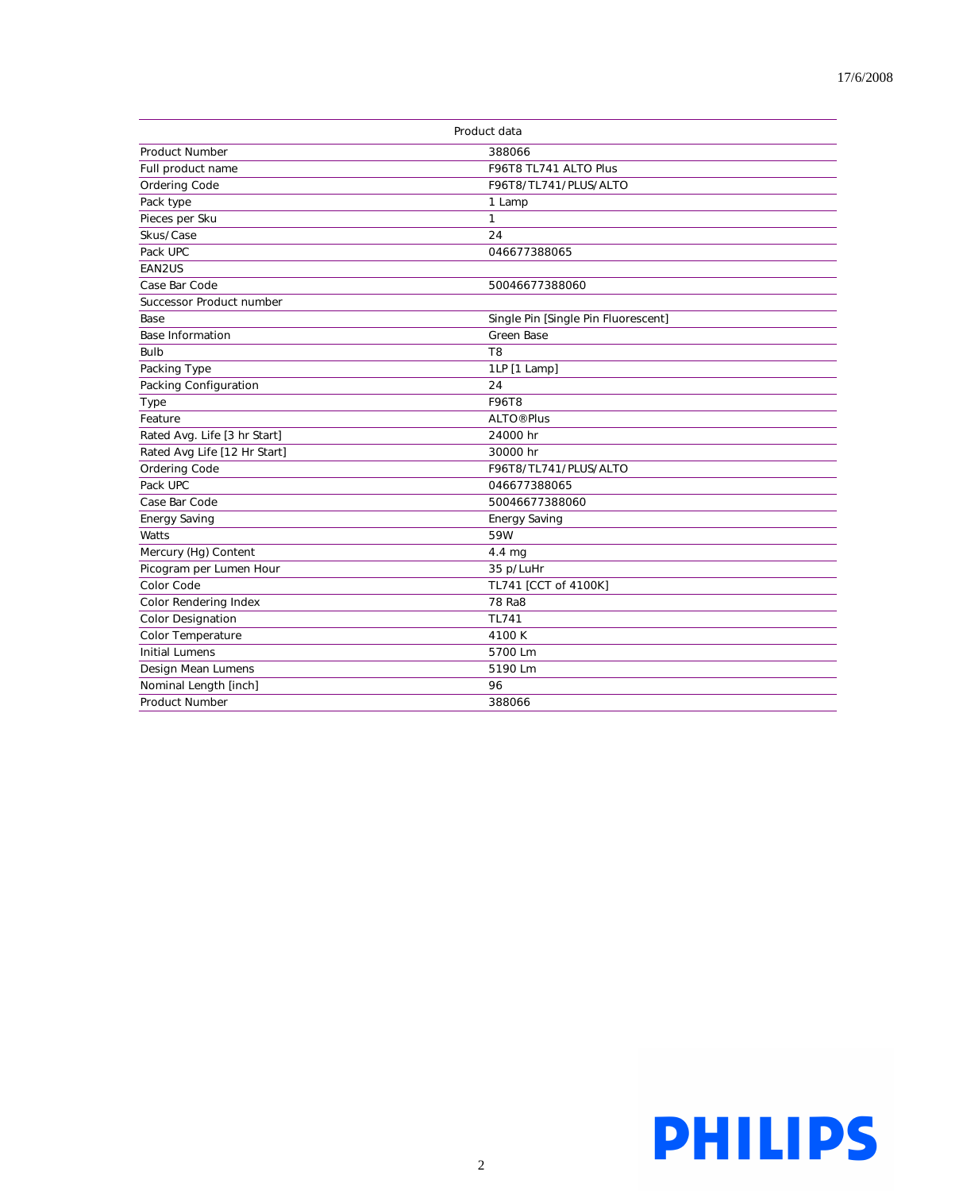17/6/2008

| Product data | |
|---|---|
| Product Number | 388066 |
| Full product name | F96T8 TL741 ALTO Plus |
| Ordering Code | F96T8/TL741/PLUS/ALTO |
| Pack type | 1 Lamp |
| Pieces per Sku | 1 |
| Skus/Case | 24 |
| Pack UPC | 046677388065 |
| EAN2US | |
| Case Bar Code | 50046677388060 |
| Successor Product number | |
| Base | Single Pin [Single Pin Fluorescent] |
| Base Information | Green Base |
| Bulb | T8 |
| Packing Type | 1LP [1 Lamp] |
| Packing Configuration | 24 |
| Type | F96T8 |
| Feature | ALTO®Plus |
| Rated Avg. Life [3 hr Start] | 24000 hr |
| Rated Avg Life [12 Hr Start] | 30000 hr |
| Ordering Code | F96T8/TL741/PLUS/ALTO |
| Pack UPC | 046677388065 |
| Case Bar Code | 50046677388060 |
| Energy Saving | Energy Saving |
| Watts | 59W |
| Mercury (Hg) Content | 4.4 mg |
| Picogram per Lumen Hour | 35 p/LuHr |
| Color Code | TL741 [CCT of 4100K] |
| Color Rendering Index | 78 Ra8 |
| Color Designation | TL741 |
| Color Temperature | 4100 K |
| Initial Lumens | 5700 Lm |
| Design Mean Lumens | 5190 Lm |
| Nominal Length [inch] | 96 |
| Product Number | 388066 |

PHILIPS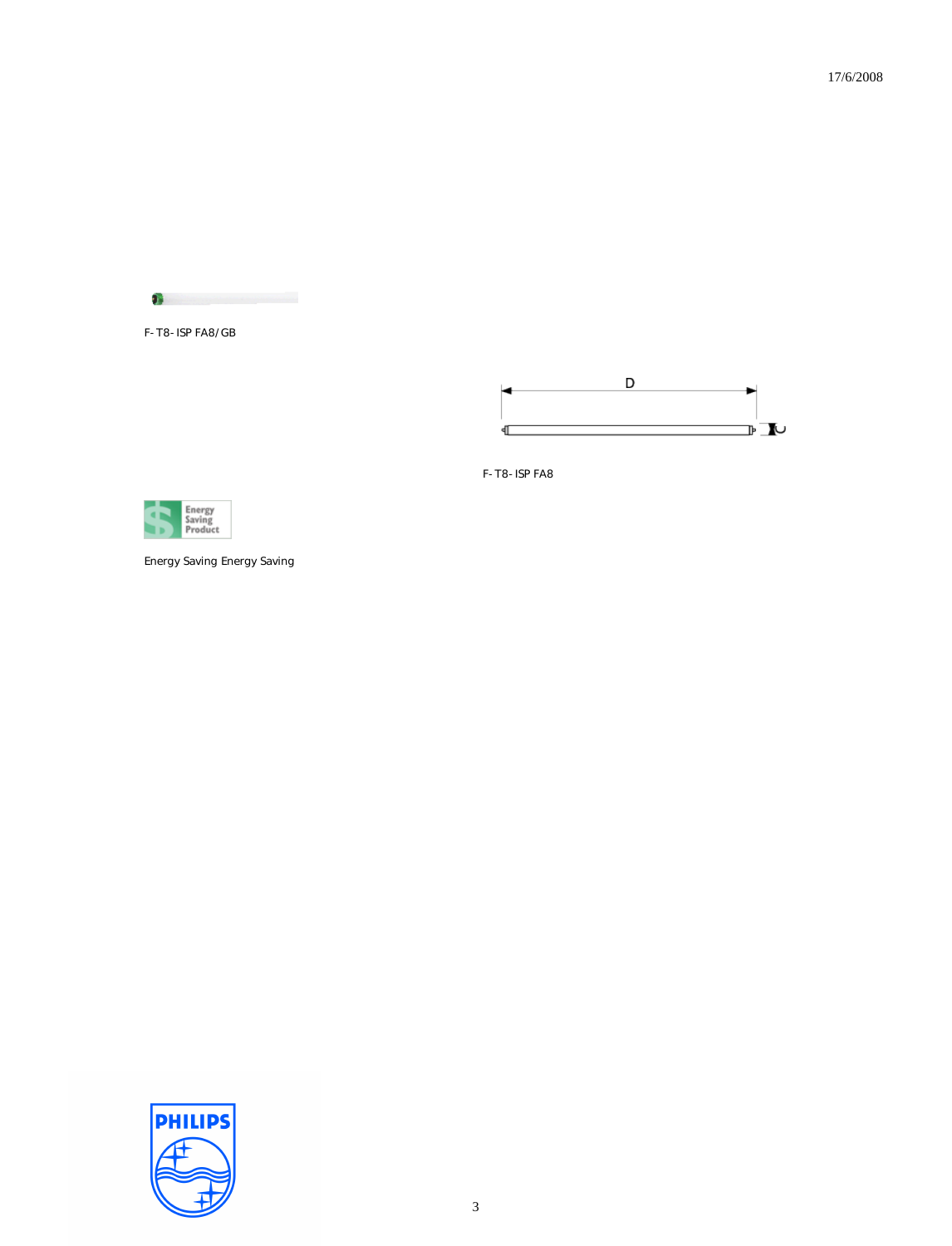F- T8- ISP FA8/ GB

D

F- T8- ISP FA8

Energy Saving Energy Saving